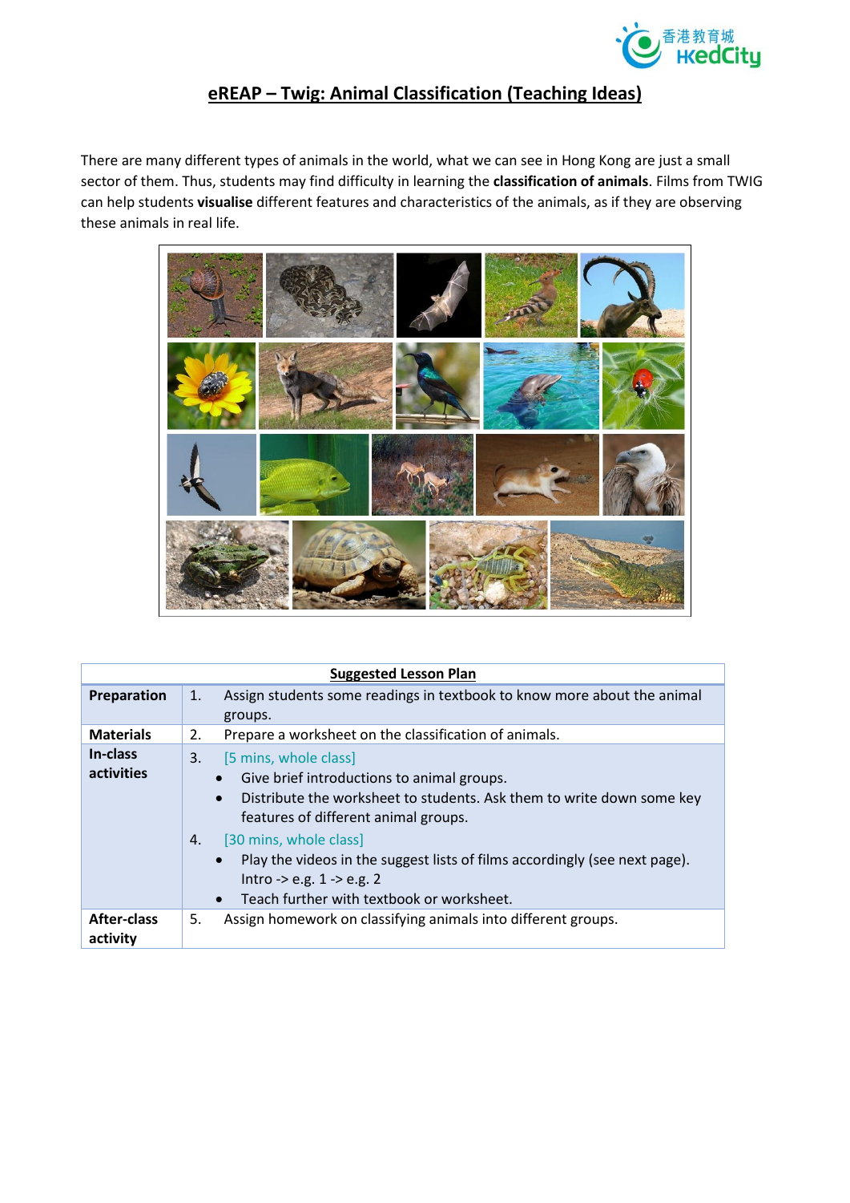# eREAP – Twig: Animal Classification (Teaching Ideas)

There are many different types of animals in the world, what we can see in Hong Kong are just a small sector of them. Thus, students may find difficulty in learning the **classification of animals**. Films from TWIG can help students **visualise** different features and characteristics of the animals, as if they are observing these animals in real life.

| Suggested Lesson Plan | |
|---|---|
| **Preparation** | 1. Assign students some readings in textbook to know more about the animal groups. |
| **Materials** | 2. Prepare a worksheet on the classification of animals. |
| **In-class activities** | 3. [5 mins, whole class]<br>• Give brief introductions to animal groups.<br>• Distribute the worksheet to students. Ask them to write down some key features of different animal groups.<br>4. [30 mins, whole class]<br>• Play the videos in the suggest lists of films accordingly (see next page). Intro -> e.g. 1 -> e.g. 2<br>• Teach further with textbook or worksheet. |
| **After-class activity** | 5. Assign homework on classifying animals into different groups. |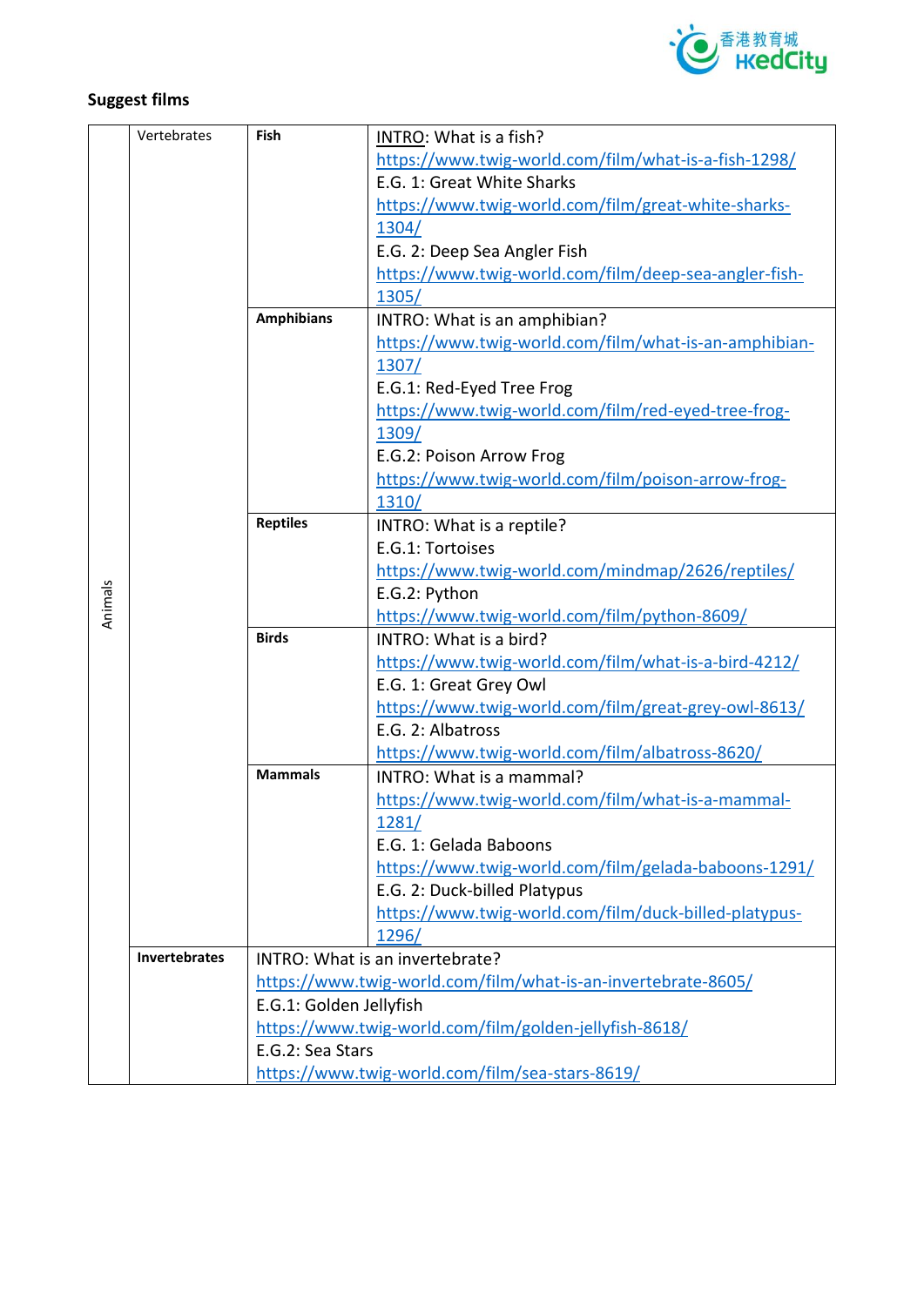**Suggest films**

| | | | |
|---|---|---|---|
| Animals | Vertebrates | **Fish** | INTRO: What is a fish?<br>https://www.twig-world.com/film/what-is-a-fish-1298/<br>E.G. 1: Great White Sharks<br>https://www.twig-world.com/film/great-white-sharks-1304/<br>E.G. 2: Deep Sea Angler Fish<br>https://www.twig-world.com/film/deep-sea-angler-fish-1305/ |
| | | **Amphibians** | INTRO: What is an amphibian?<br>https://www.twig-world.com/film/what-is-an-amphibian-1307/<br>E.G.1: Red-Eyed Tree Frog<br>https://www.twig-world.com/film/red-eyed-tree-frog-1309/<br>E.G.2: Poison Arrow Frog<br>https://www.twig-world.com/film/poison-arrow-frog-1310/ |
| | | **Reptiles** | INTRO: What is a reptile?<br>E.G.1: Tortoises<br>https://www.twig-world.com/mindmap/2626/reptiles/<br>E.G.2: Python<br>https://www.twig-world.com/film/python-8609/ |
| | | **Birds** | INTRO: What is a bird?<br>https://www.twig-world.com/film/what-is-a-bird-4212/<br>E.G. 1: Great Grey Owl<br>https://www.twig-world.com/film/great-grey-owl-8613/<br>E.G. 2: Albatross<br>https://www.twig-world.com/film/albatross-8620/ |
| | | **Mammals** | INTRO: What is a mammal?<br>https://www.twig-world.com/film/what-is-a-mammal-1281/<br>E.G. 1: Gelada Baboons<br>https://www.twig-world.com/film/gelada-baboons-1291/<br>E.G. 2: Duck-billed Platypus<br>https://www.twig-world.com/film/duck-billed-platypus-1296/ |
| | **Invertebrates** | INTRO: What is an invertebrate?<br>https://www.twig-world.com/film/what-is-an-invertebrate-8605/<br>E.G.1: Golden Jellyfish<br>https://www.twig-world.com/film/golden-jellyfish-8618/<br>E.G.2: Sea Stars<br>https://www.twig-world.com/film/sea-stars-8619/ | |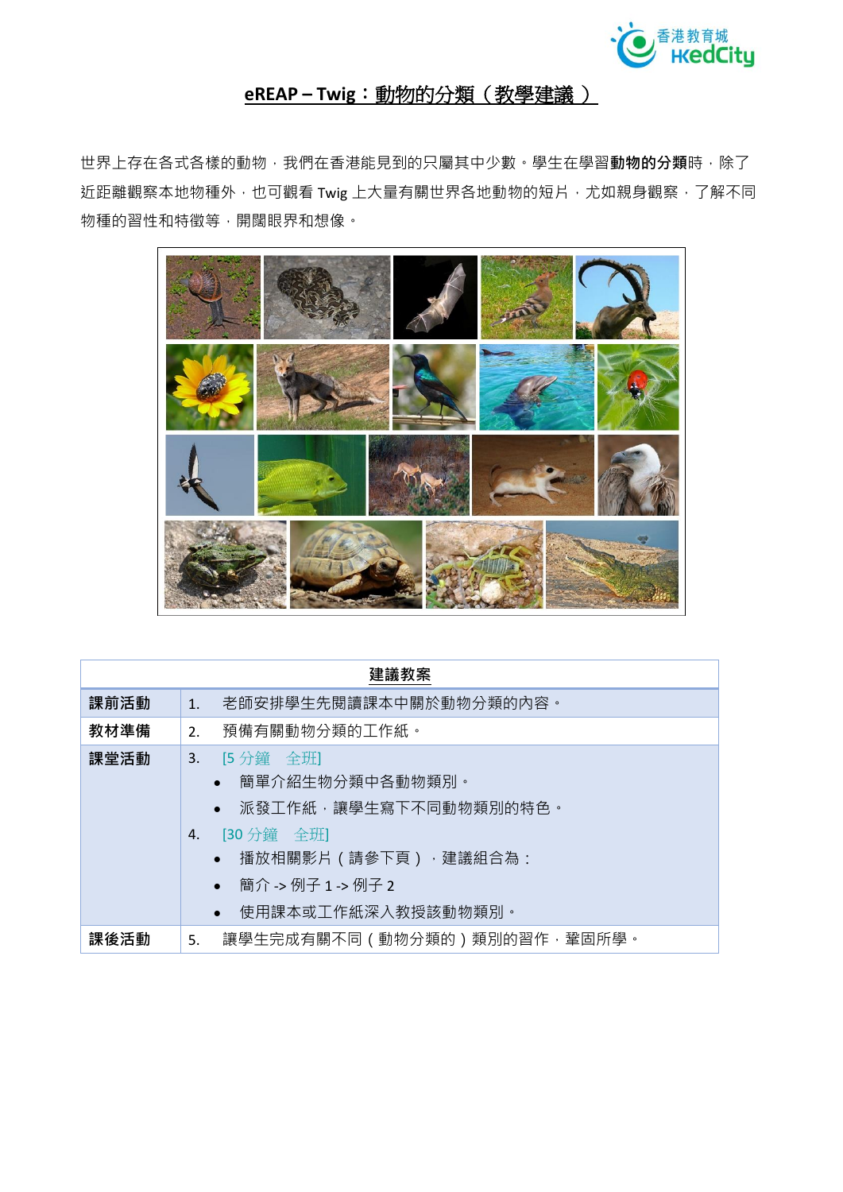# eREAP – Twig：動物的分類（教學建議）

世界上存在各式各樣的動物，我們在香港能見到的只屬其中少數。學生在學習**動物的分類**時，除了近距離觀察本地物種外，也可觀看 Twig 上大量有關世界各地動物的短片，尤如親身觀察，了解不同物種的習性和特徵等，開闊眼界和想像。

| 建議教案 | |
|---|---|
| **課前活動** | 1. 老師安排學生先閱讀課本中關於動物分類的內容。 |
| **教材準備** | 2. 預備有關動物分類的工作紙。 |
| **課堂活動** | 3. [5 分鐘　全班]<br>• 簡單介紹生物分類中各動物類別。<br>• 派發工作紙，讓學生寫下不同動物類別的特色。<br>4. [30 分鐘　全班]<br>• 播放相關影片（請參下頁），建議組合為：<br>• 簡介 -> 例子 1 -> 例子 2<br>• 使用課本或工作紙深入教授該動物類別。 |
| **課後活動** | 5. 讓學生完成有關不同（動物分類的）類別的習作，鞏固所學。 |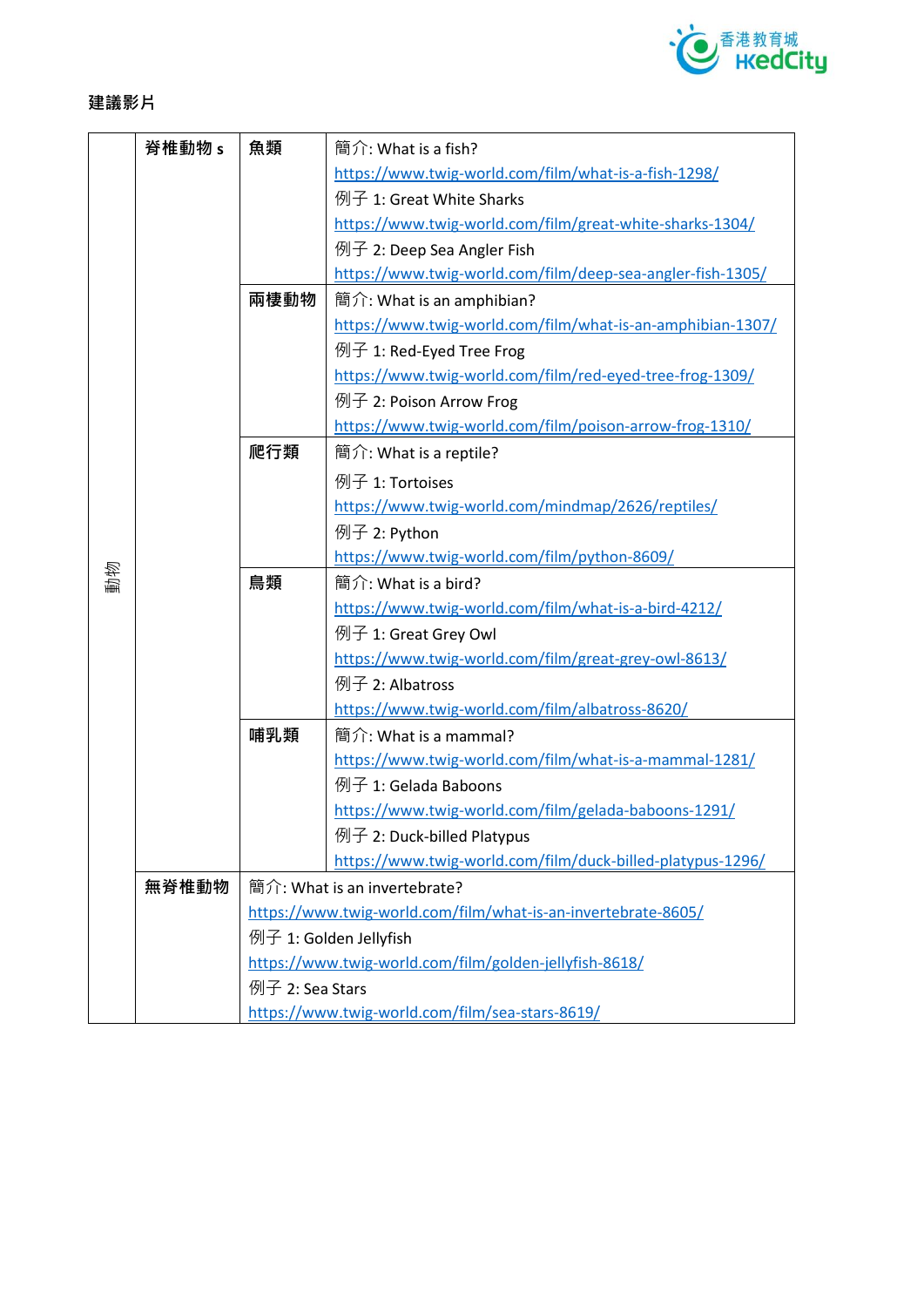建議影片

| | | | |
|---|---|---|---|
| 動物 | 脊椎動物 s | 魚類 | 簡介: What is a fish?<br>https://www.twig-world.com/film/what-is-a-fish-1298/<br>例子 1: Great White Sharks<br>https://www.twig-world.com/film/great-white-sharks-1304/<br>例子 2: Deep Sea Angler Fish<br>https://www.twig-world.com/film/deep-sea-angler-fish-1305/ |
| | | 兩棲動物 | 簡介: What is an amphibian?<br>https://www.twig-world.com/film/what-is-an-amphibian-1307/<br>例子 1: Red-Eyed Tree Frog<br>https://www.twig-world.com/film/red-eyed-tree-frog-1309/<br>例子 2: Poison Arrow Frog<br>https://www.twig-world.com/film/poison-arrow-frog-1310/ |
| | | 爬行類 | 簡介: What is a reptile?<br>例子 1: Tortoises<br>https://www.twig-world.com/mindmap/2626/reptiles/<br>例子 2: Python<br>https://www.twig-world.com/film/python-8609/ |
| | | 鳥類 | 簡介: What is a bird?<br>https://www.twig-world.com/film/what-is-a-bird-4212/<br>例子 1: Great Grey Owl<br>https://www.twig-world.com/film/great-grey-owl-8613/<br>例子 2: Albatross<br>https://www.twig-world.com/film/albatross-8620/ |
| | | 哺乳類 | 簡介: What is a mammal?<br>https://www.twig-world.com/film/what-is-a-mammal-1281/<br>例子 1: Gelada Baboons<br>https://www.twig-world.com/film/gelada-baboons-1291/<br>例子 2: Duck-billed Platypus<br>https://www.twig-world.com/film/duck-billed-platypus-1296/ |
| | 無脊椎動物 | 簡介: What is an invertebrate?<br>https://www.twig-world.com/film/what-is-an-invertebrate-8605/<br>例子 1: Golden Jellyfish<br>https://www.twig-world.com/film/golden-jellyfish-8618/<br>例子 2: Sea Stars<br>https://www.twig-world.com/film/sea-stars-8619/ | |